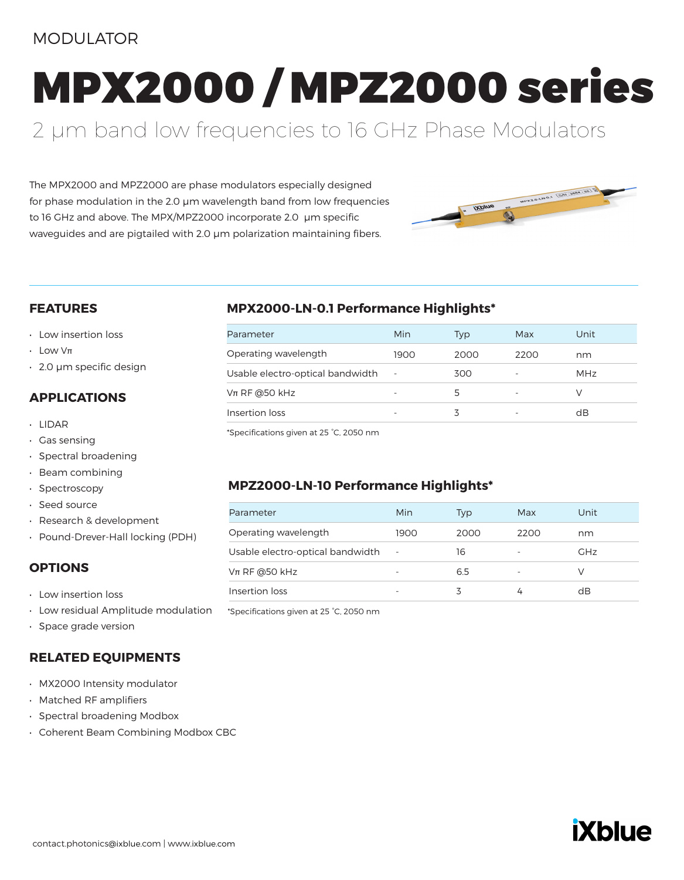MODULATOR

# MPX2000 / MPZ2000 series

## 2 µm band low frequencies to 16 GHz Phase Modulators

The MPX2000 and MPZ2000 are phase modulators especially designed for phase modulation in the 2.0 µm wavelength band from low frequencies to 16 GHz and above. The MPX/MPZ2000 incorporate 2.0 µm specific waveguides and are pigtailed with 2.0 µm polarization maintaining fibers.

## FEATURES

- Low insertion loss
- Low $V\pi$
- 2.0 µm specific design

## APPLICATIONS

- LIDAR
- Gas sensing
- Spectral broadening
- Beam combining
- Spectroscopy
- Seed source
- Research & development
- Pound-Drever-Hall locking (PDH)

## OPTIONS

- Low insertion loss
- Low residual Amplitude modulation
- Space grade version

## RELATED EQUIPMENTS

- MX2000 Intensity modulator
- Matched RF amplifiers
- Spectral broadening Modbox
- Coherent Beam Combining Modbox CBC

## MPX2000-LN-0.1 Performance Highlights*

| Parameter | Min | Typ | Max | Unit |
|---|---|---|---|---|
| Operating wavelength | 1900 | 2000 | 2200 | nm |
| Usable electro-optical bandwidth | - | 300 | - | MHz |
| $V\pi$ RF @50 kHz | - | 5 | - | V |
| Insertion loss | - | 3 | - | dB |

*Specifications given at 25 °C, 2050 nm

## MPZ2000-LN-10 Performance Highlights*

| Parameter | Min | Typ | Max | Unit |
|---|---|---|---|---|
| Operating wavelength | 1900 | 2000 | 2200 | nm |
| Usable electro-optical bandwidth | - | 16 | - | GHz |
| $V\pi$ RF @50 kHz | - | 6.5 | - | V |
| Insertion loss | - | 3 | 4 | dB |

*Specifications given at 25 °C, 2050 nm

contact.photonics@ixblue.com | www.ixblue.com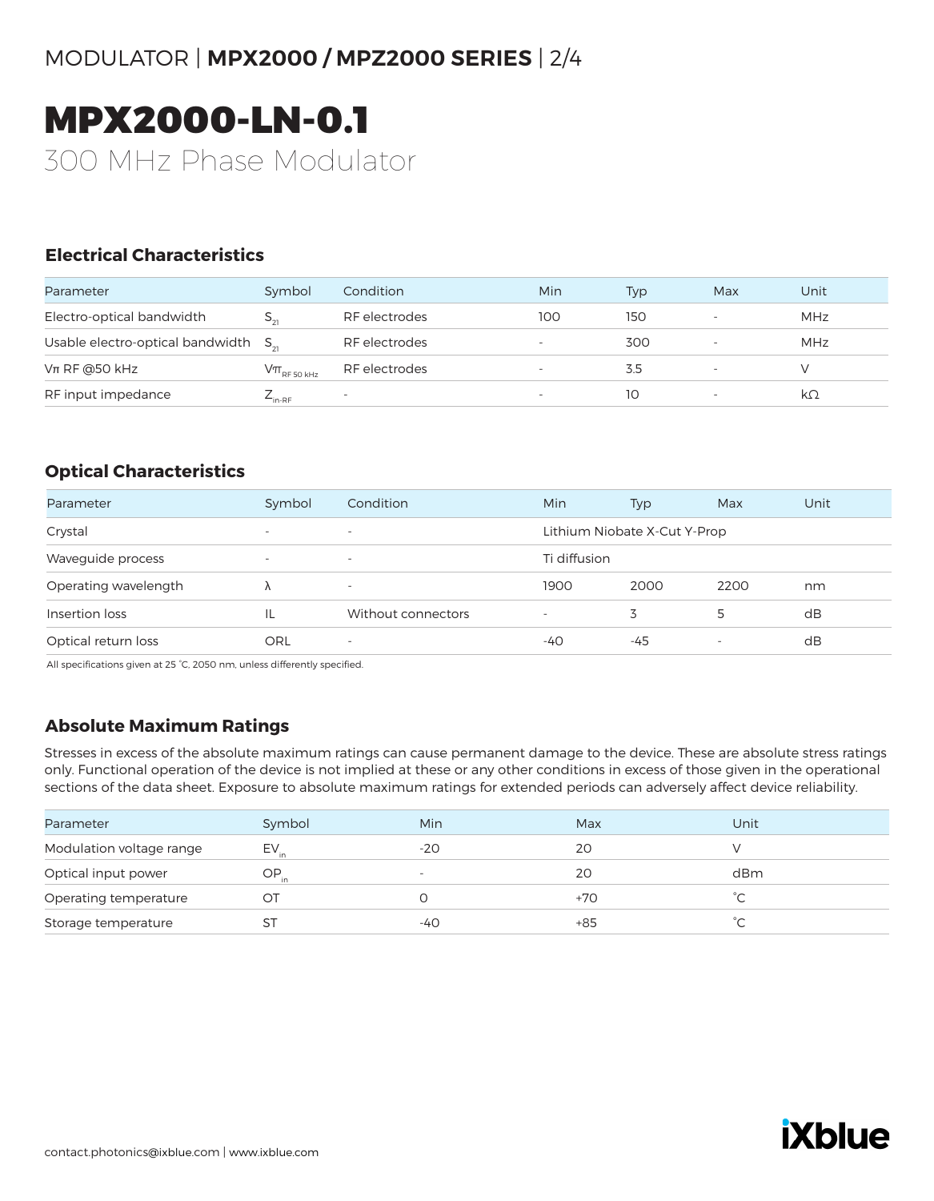# MPX2000-LN-0.1

300 MHz Phase Modulator

## Electrical Characteristics

| Parameter | Symbol | Condition | Min | Typ | Max | Unit |
|---|---|---|---|---|---|---|
| Electro-optical bandwidth | $S_{21}$ | RF electrodes | 100 | 150 | - | MHz |
| Usable electro-optical bandwidth | $S_{21}$ | RF electrodes | - | 300 | - | MHz |
| Vπ RF @50 kHz | $V\pi_{RF\ 50\ kHz}$ | RF electrodes | - | 3.5 | - | V |
| RF input impedance | $Z_{in\text{-}RF}$ | - | - | 10 | - | kΩ |

## Optical Characteristics

| Parameter | Symbol | Condition | Min | Typ | Max | Unit |
|---|---|---|---|---|---|---|
| Crystal | - | - | Lithium Niobate X-Cut Y-Prop | | | |
| Waveguide process | - | - | Ti diffusion | | | |
| Operating wavelength | λ | - | 1900 | 2000 | 2200 | nm |
| Insertion loss | IL | Without connectors | - | 3 | 5 | dB |
| Optical return loss | ORL | - | -40 | -45 | - | dB |

All specifications given at 25 °C, 2050 nm, unless differently specified.

## Absolute Maximum Ratings

Stresses in excess of the absolute maximum ratings can cause permanent damage to the device. These are absolute stress ratings only. Functional operation of the device is not implied at these or any other conditions in excess of those given in the operational sections of the data sheet. Exposure to absolute maximum ratings for extended periods can adversely affect device reliability.

| Parameter | Symbol | Min | Max | Unit |
|---|---|---|---|---|
| Modulation voltage range | $EV_{in}$ | -20 | 20 | V |
| Optical input power | $OP_{in}$ | - | 20 | dBm |
| Operating temperature | OT | 0 | +70 | °C |
| Storage temperature | ST | -40 | +85 | °C |

contact.photonics@ixblue.com | www.ixblue.com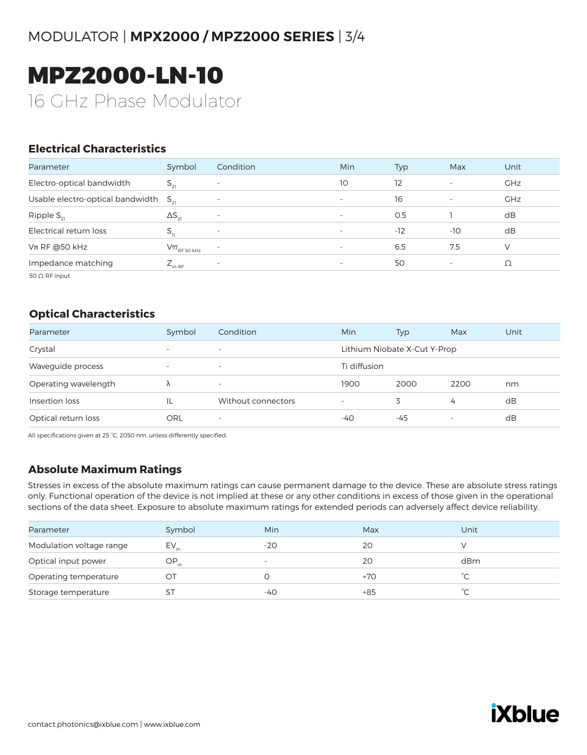# MPZ2000-LN-10

16 GHz Phase Modulator

### Electrical Characteristics

| Parameter | Symbol | Condition | Min | Typ | Max | Unit |
|---|---|---|---|---|---|---|
| Electro-optical bandwidth | $S_{21}$ | - | 10 | 12 | - | GHz |
| Usable electro-optical bandwidth | $S_{21}$ | - | - | 16 | - | GHz |
| Ripple $S_{21}$ | $\Delta S_{21}$ | - | - | 0.5 | 1 | dB |
| Electrical return loss | $S_{11}$ | - | - | -12 | -10 | dB |
| Vπ RF @50 kHz | $V\pi_{RF\ 50\ kHz}$ | - | - | 6.5 | 7.5 | V |
| Impedance matching | $Z_{in-RF}$ | - | - | 50 | - | Ω |

50 Ω RF input

### Optical Characteristics

| Parameter | Symbol | Condition | Min | Typ | Max | Unit |
|---|---|---|---|---|---|---|
| Crystal | - | - | Lithium Niobate X-Cut Y-Prop | | | |
| Waveguide process | - | - | Ti diffusion | | | |
| Operating wavelength | λ | - | 1900 | 2000 | 2200 | nm |
| Insertion loss | IL | Without connectors | - | 3 | 4 | dB |
| Optical return loss | ORL | - | -40 | -45 | - | dB |

All specifications given at 25 °C, 2050 nm, unless differently specified.

### Absolute Maximum Ratings

Stresses in excess of the absolute maximum ratings can cause permanent damage to the device. These are absolute stress ratings only. Functional operation of the device is not implied at these or any other conditions in excess of those given in the operational sections of the data sheet. Exposure to absolute maximum ratings for extended periods can adversely affect device reliability.

| Parameter | Symbol | Min | Max | Unit |
|---|---|---|---|---|
| Modulation voltage range | $EV_{in}$ | -20 | 20 | V |
| Optical input power | $OP_{in}$ | - | 20 | dBm |
| Operating temperature | OT | 0 | +70 | °C |
| Storage temperature | ST | -40 | +85 | °C |

contact.photonics@ixblue.com | www.ixblue.com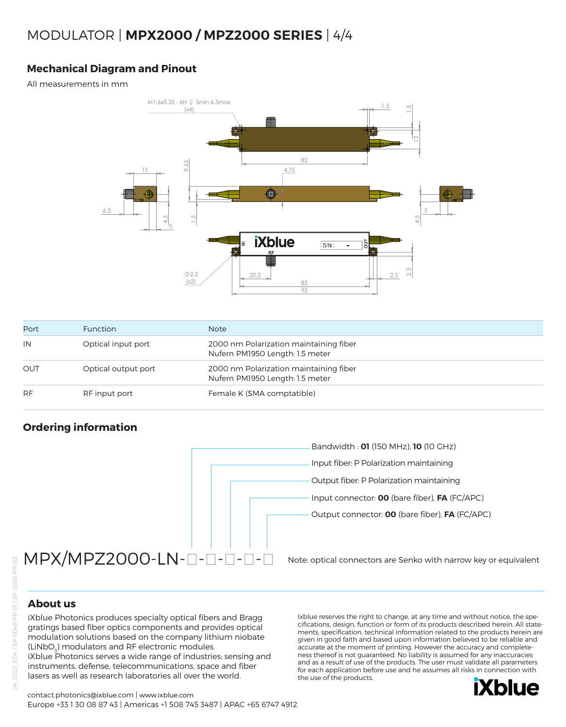## Mechanical Diagram and Pinout

All measurements in mm

M1,6x0,35 - 6H ↧ 5min 6,5max
(x4)

1,5
1,5
12
82
9,65
4,75
15
6,3
4,5
5
1,5
5
4,5
∅2,2
(x2)
20,5
85
95
2,5
2,5

IN
iXblue
RF
S/N :
OUT

| Port | Function | Note |
|---|---|---|
| IN | Optical input port | 2000 nm Polarization maintaining fiber<br>Nufern PM1950 Length: 1.5 meter |
| OUT | Optical output port | 2000 nm Polarization maintaining fiber<br>Nufern PM1950 Length: 1.5 meter |
| RF | RF input port | Female K (SMA comptatible) |

## Ordering information

- Bandwidth : **01** (150 MHz), **10** (10 GHz)
- Input fiber: P Polarization maintaining
- Output fiber: P Polarization maintaining
- Input connector: **00** (bare fiber), **FA** (FC/APC)
- Output connector: **00** (bare fiber), **FA** (FC/APC)

MPX/MPZ2000-LN-□-□-□-□-□

Note: optical connectors are Senko with narrow key or equivalent

## About us

iXblue Photonics produces specialty optical fibers and Bragg gratings based fiber optics components and provides optical modulation solutions based on the company lithium niobate ($LiNbO_3$) modulators and RF electronic modules.
iXblue Photonics serves a wide range of industries: sensing and instruments, defense, telecommunications, space and fiber lasers as well as research laboratories all over the world.

Ixblue reserves the right to change, at any time and without notice, the specifications, design, function or form of its products described herein. All statements, specification, technical information related to the products herein are given in good faith and based upon information believed to be reliable and accurate at the moment of printing. However the accuracy and completeness thereof is not guaranteed. No liability is assumed for any inaccuracies and as a result of use of the products. The user must validate all parameters for each application before use and he assumes all risks in connection with the use of the products.

contact.photonics@ixblue.com | www.ixblue.com
Europe +33 1 30 08 87 43 | Americas +1 508 745 3487 | APAC +65 6747 4912

04_2022_ED4 / SP-0048-PR-01 / SP-0055-PR-02